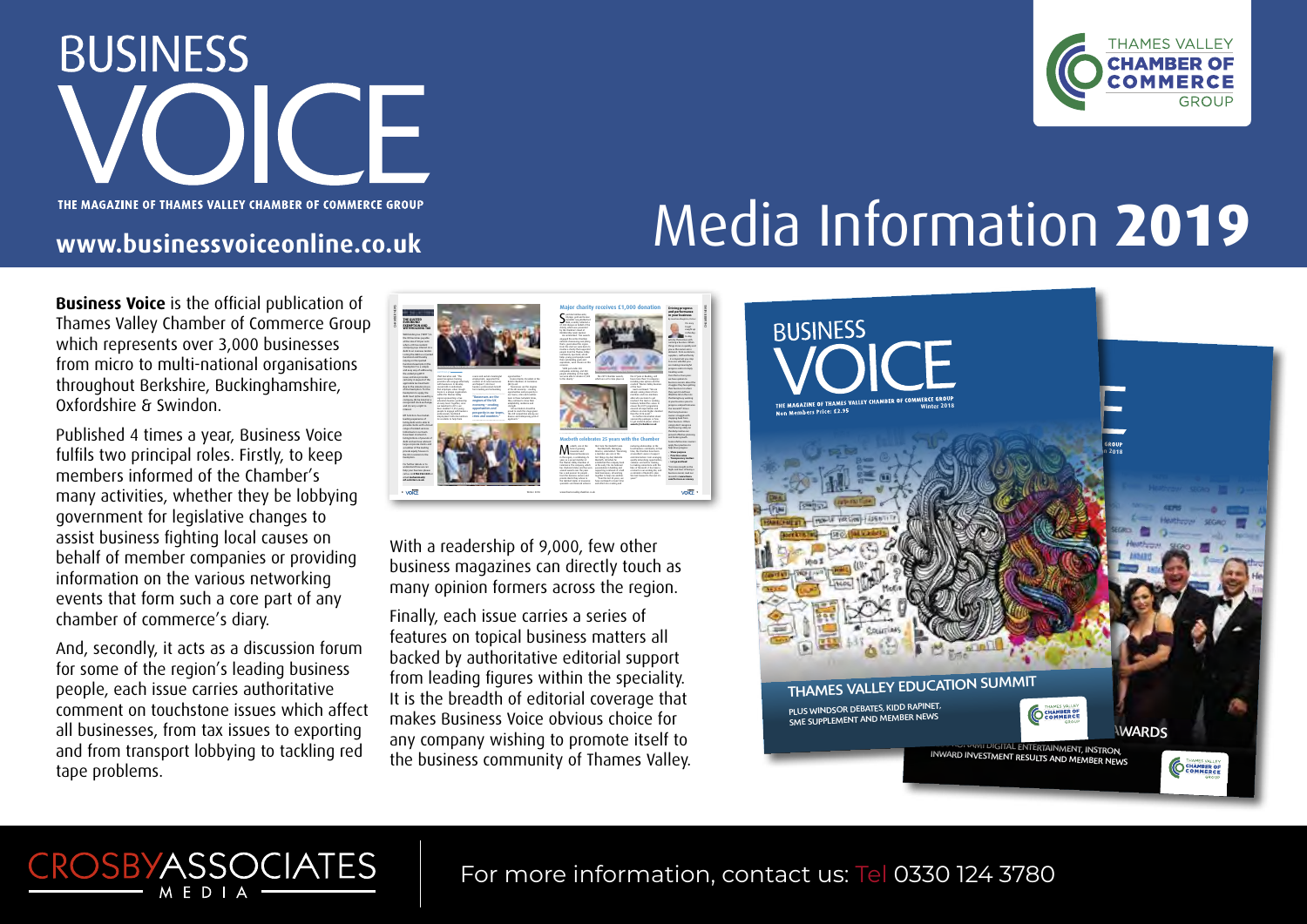# BUSINESS VOICE

THE MAGAZINE OF THAMES VALLEY CHAMBER OF COMMERCE GROUP

**www.businessvoiceonline.co.uk**

THAMES VALLEY CHAMBER OF COMMERCE GROUP

# Media Information **2019**

**Business Voice** is the official publication of Thames Valley Chamber of Commerce Group which represents over 3,000 businesses from micro to multi-national organisations throughout Berkshire, Buckinghamshire, Oxfordshire & Swindon.

Published 4 times a year, Business Voice fulfils two principal roles. Firstly, to keep members informed of the Chamber's many activities, whether they be lobbying government for legislative changes to assist business fighting local causes on behalf of member companies or providing information on the various networking events that form such a core part of any chamber of commerce's diary.

And, secondly, it acts as a discussion forum for some of the region's leading business people, each issue carries authoritative comment on touchstone issues which affect all businesses, from tax issues to exporting and from transport lobbying to tackling red tape problems.

With a readership of 9,000, few other business magazines can directly touch as many opinion formers across the region.

Finally, each issue carries a series of features on topical business matters all backed by authoritative editorial support from leading figures within the speciality. It is the breadth of editorial coverage that makes Business Voice obvious choice for any company wishing to promote itself to the business community of Thames Valley.

CROSBYASSOCIATES MEDIA

For more information, contact us: Tel 0330 124 3780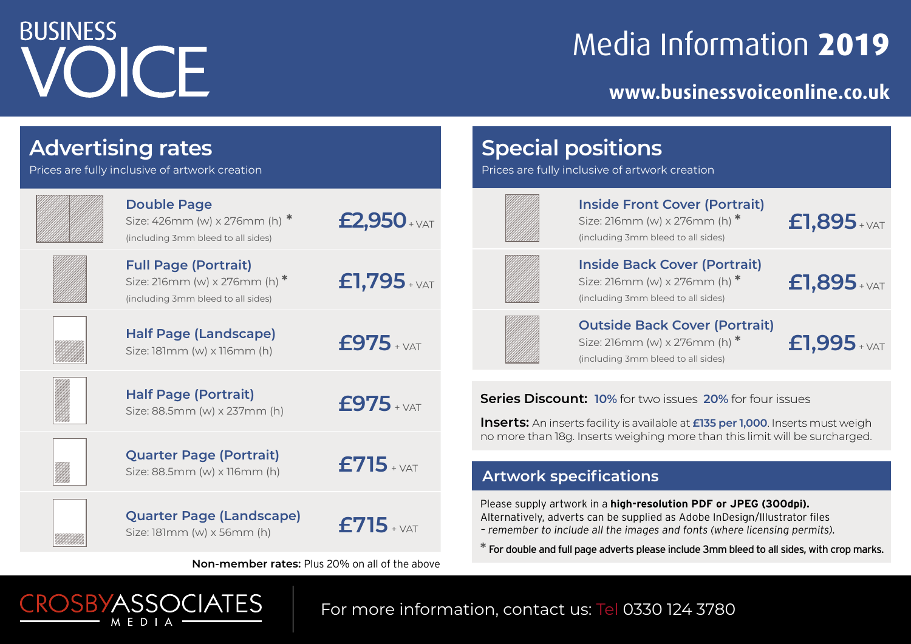# BUSINESS VOICE

# Media Information **2019**

**www.businessvoiceonline.co.uk**

## Advertising rates

Prices are fully inclusive of artwork creation

| | |
|---|---|
| **Double Page**<br>Size: 426mm (w) x 276mm (h) *<br>(including 3mm bleed to all sides) | **£2,950** + VAT |
| **Full Page (Portrait)**<br>Size: 216mm (w) x 276mm (h) *<br>(including 3mm bleed to all sides) | **£1,795** + VAT |
| **Half Page (Landscape)**<br>Size: 181mm (w) x 116mm (h) | **£975** + VAT |
| **Half Page (Portrait)**<br>Size: 88.5mm (w) x 237mm (h) | **£975** + VAT |
| **Quarter Page (Portrait)**<br>Size: 88.5mm (w) x 116mm (h) | **£715** + VAT |
| **Quarter Page (Landscape)**<br>Size: 181mm (w) x 56mm (h) | **£715** + VAT |

**Non-member rates:** Plus 20% on all of the above

## Special positions

Prices are fully inclusive of artwork creation

| | |
|---|---|
| **Inside Front Cover (Portrait)**<br>Size: 216mm (w) x 276mm (h) *<br>(including 3mm bleed to all sides) | **£1,895** + VAT |
| **Inside Back Cover (Portrait)**<br>Size: 216mm (w) x 276mm (h) *<br>(including 3mm bleed to all sides) | **£1,895** + VAT |
| **Outside Back Cover (Portrait)**<br>Size: 216mm (w) x 276mm (h) *<br>(including 3mm bleed to all sides) | **£1,995** + VAT |

**Series Discount:** **10%** for two issues **20%** for four issues

**Inserts:** An inserts facility is available at **£135 per 1,000**. Inserts must weigh no more than 18g. Inserts weighing more than this limit will be surcharged.

## Artwork specifications

Please supply artwork in a **high-resolution PDF or JPEG (300dpi).**
Alternatively, adverts can be supplied as Adobe InDesign/Illustrator files
*– remember to include all the images and fonts (where licensing permits).*

* **For double and full page adverts please include 3mm bleed to all sides, with crop marks.**

CROSBYASSOCIATES MEDIA

For more information, contact us: Tel 0330 124 3780